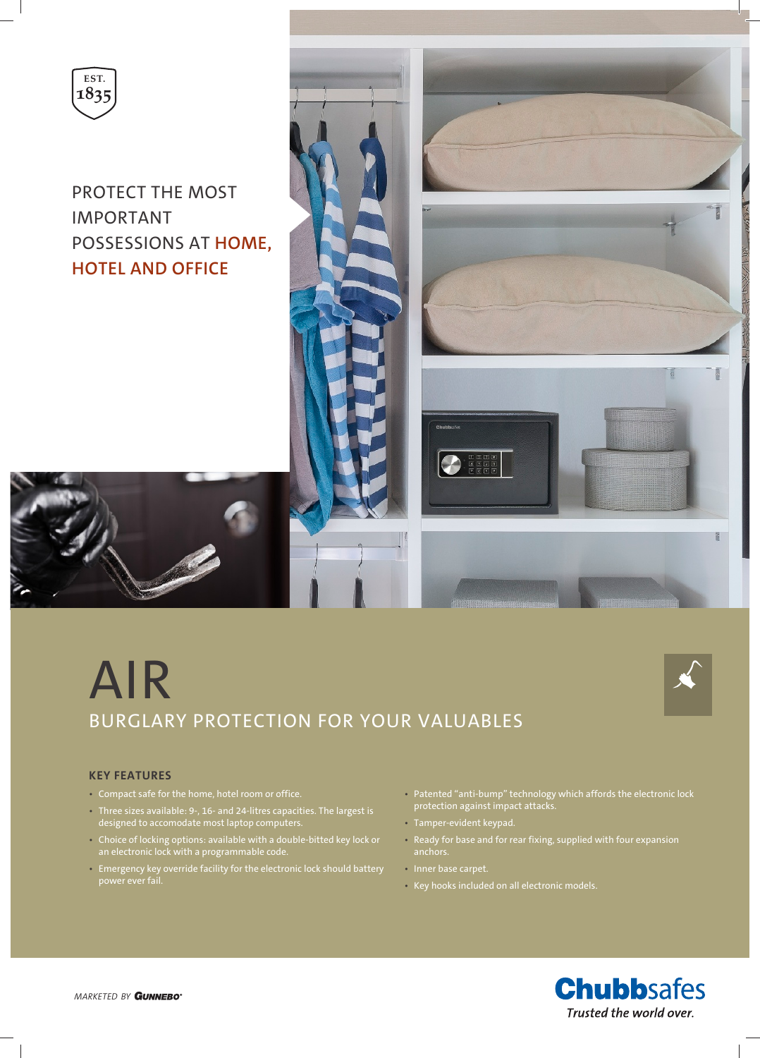EST. 1835

PROTECT THE MOST IMPORTANT POSSESSIONS AT **HOME, HOTEL AND OFFICE**

# AIR

## BURGLARY PROTECTION FOR YOUR VALUABLES

### KEY FEATURES

- Compact safe for the home, hotel room or office.
- Three sizes available: 9-, 16- and 24-litres capacities. The largest is designed to accomodate most laptop computers.
- Choice of locking options: available with a double-bitted key lock or an electronic lock with a programmable code.
- Emergency key override facility for the electronic lock should battery power ever fail.
- Patented “anti-bump” technology which affords the electronic lock protection against impact attacks.
- Tamper-evident keypad.
- Ready for base and for rear fixing, supplied with four expansion anchors.
- Inner base carpet.
- Key hooks included on all electronic models.

*MARKETED BY* **GUNNEBO**

**Chubbsafes**
*Trusted the world over.*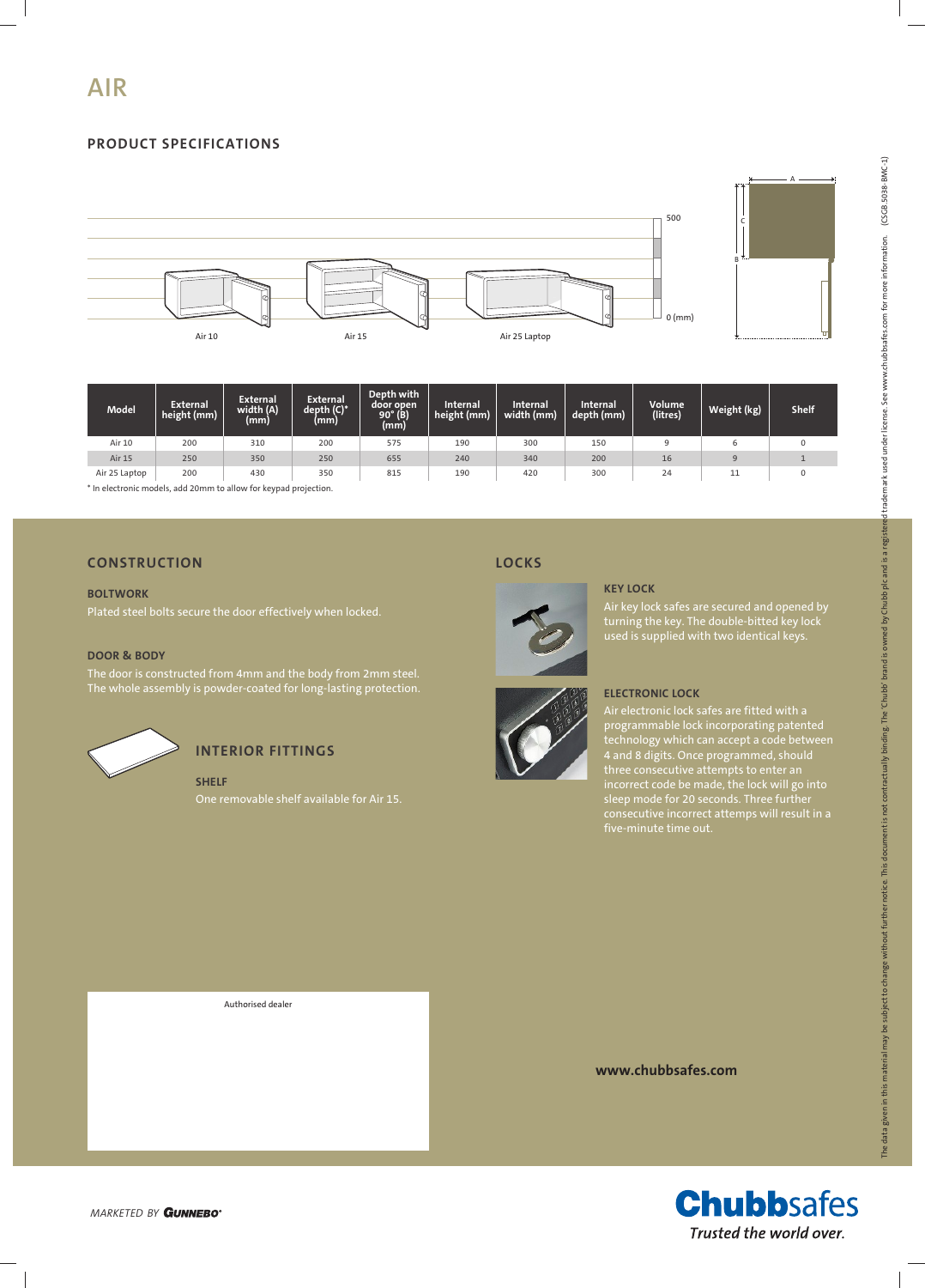# AIR

## PRODUCT SPECIFICATIONS

500

0 (mm)

Air 10

Air 15

Air 25 Laptop

A

B

C

| Model | External height (mm) | External width (A) (mm) | External depth (C)* (mm) | Depth with door open 90° (B) (mm) | Internal height (mm) | Internal width (mm) | Internal depth (mm) | Volume (litres) | Weight (kg) | Shelf |
|---|---|---|---|---|---|---|---|---|---|---|
| Air 10 | 200 | 310 | 200 | 575 | 190 | 300 | 150 | 9 | 6 | 0 |
| Air 15 | 250 | 350 | 250 | 655 | 240 | 340 | 200 | 16 | 9 | 1 |
| Air 25 Laptop | 200 | 430 | 350 | 815 | 190 | 420 | 300 | 24 | 11 | 0 |

* In electronic models, add 20mm to allow for keypad projection.

## CONSTRUCTION

### BOLTWORK

Plated steel bolts secure the door effectively when locked.

### DOOR & BODY

The door is constructed from 4mm and the body from 2mm steel. The whole assembly is powder-coated for long-lasting protection.

## INTERIOR FITTINGS

### SHELF

One removable shelf available for Air 15.

## LOCKS

### KEY LOCK

Air key lock safes are secured and opened by turning the key. The double-bitted key lock used is supplied with two identical keys.

### ELECTRONIC LOCK

Air electronic lock safes are fitted with a programmable lock incorporating patented technology which can accept a code between 4 and 8 digits. Once programmed, should three consecutive attempts to enter an incorrect code be made, the lock will go into sleep mode for 20 seconds. Three further consecutive incorrect attemps will result in a five-minute time out.

Authorised dealer

**www.chubbsafes.com**

The data given in this material may be subject to change without further notice. This document is not contractually binding. The 'Chubb' brand is owned by Chubb plc and is a registered trademark used under license. See www.chubbsafes.com for more information. (CSGB.5038-BMC-1)

*MARKETED BY* GUNNEBO

Chubbsafes

*Trusted the world over.*